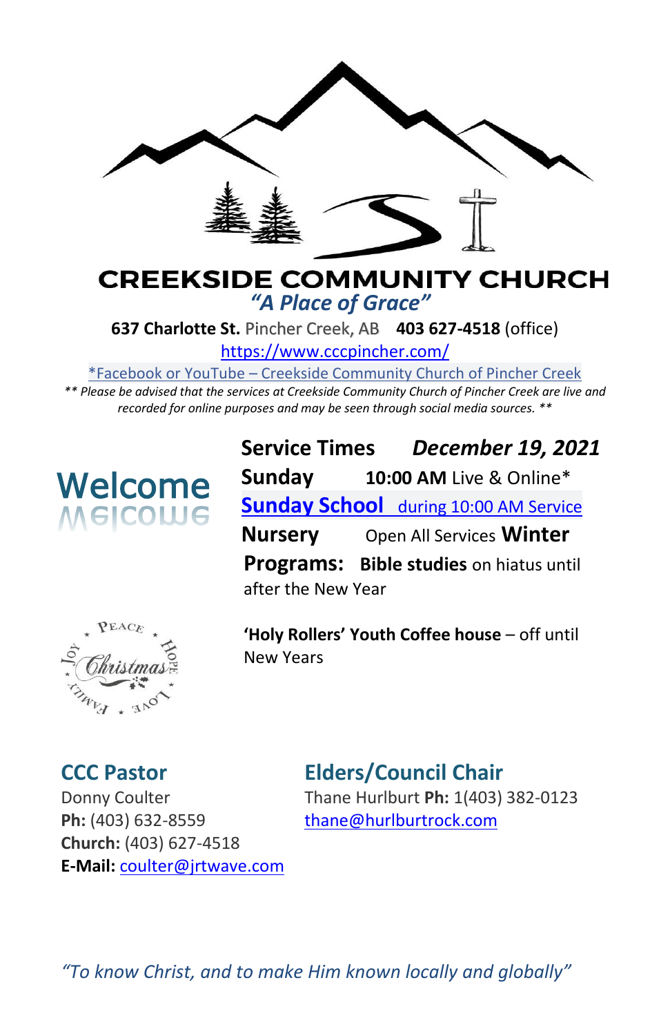# CREEKSIDE COMMUNITY CHURCH

*"A Place of Grace"*

**637 Charlotte St.** Pincher Creek, AB **403 627-4518** (office)

https://www.cccpincher.com/

*Facebook or YouTube – Creekside Community Church of Pincher Creek

*** Please be advised that the services at Creekside Community Church of Pincher Creek are live and recorded for online purposes and may be seen through social media sources. ***

## Welcome

**Service Times** ***December 19, 2021***

**Sunday** **10:00 AM** Live & Online*

**Sunday School** during 10:00 AM Service

**Nursery** Open All Services

**Winter Programs:** **Bible studies** on hiatus until after the New Year

**'Holy Rollers' Youth Coffee house** – off until New Years

### CCC Pastor

Donny Coulter
**Ph:** (403) 632-8559
**Church:** (403) 627-4518
**E-Mail:** coulter@jrtwave.com

### Elders/Council Chair

Thane Hurlburt **Ph:** 1(403) 382-0123
thane@hurlburtrock.com

*"To know Christ, and to make Him known locally and globally"*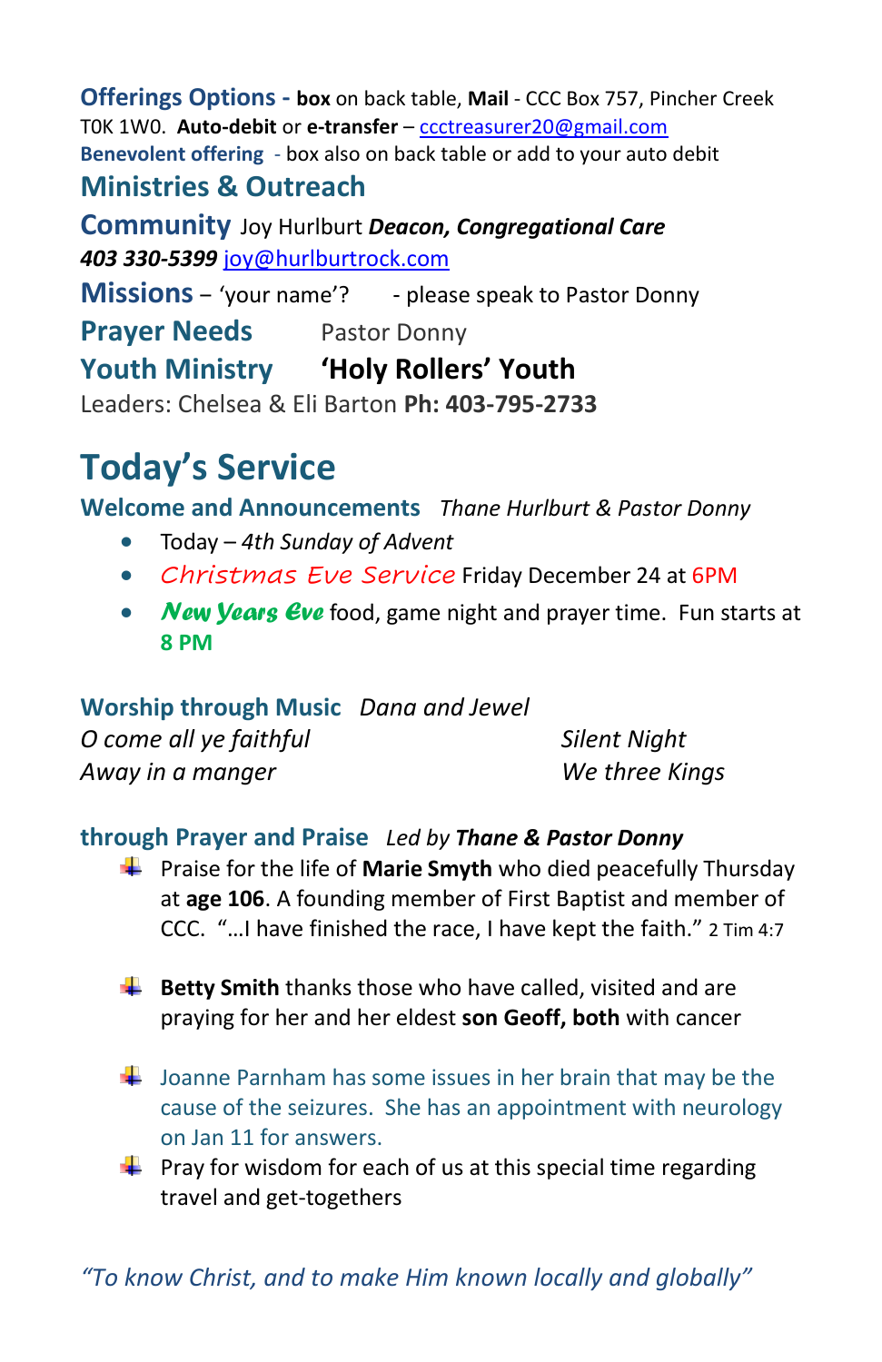**Offerings Options** - **box** on back table, **Mail** - CCC Box 757, Pincher Creek T0K 1W0. **Auto-debit** or **e-transfer** – ccctreasurer20@gmail.com
**Benevolent offering** - box also on back table or add to your auto debit

## Ministries & Outreach

**Community** Joy Hurlburt ***Deacon, Congregational Care***
***403 330-5399*** joy@hurlburtrock.com

**Missions** – 'your name'? - please speak to Pastor Donny

**Prayer Needs** Pastor Donny

**Youth Ministry** **'Holy Rollers' Youth**
Leaders: Chelsea & Eli Barton **Ph: 403-795-2733**

# Today's Service

**Welcome and Announcements** *Thane Hurlburt & Pastor Donny*

- Today – *4th Sunday of Advent*
- *Christmas Eve Service* Friday December 24 at 6PM
- ***New Years Eve*** food, game night and prayer time. Fun starts at **8 PM**

**Worship through Music** *Dana and Jewel*

*O come all ye faithful*
*Away in a manger*
*Silent Night*
*We three Kings*

**through Prayer and Praise** *Led by* ***Thane & Pastor Donny***

- Praise for the life of **Marie Smyth** who died peacefully Thursday at **age 106**. A founding member of First Baptist and member of CCC. "…I have finished the race, I have kept the faith." 2 Tim 4:7
- **Betty Smith** thanks those who have called, visited and are praying for her and her eldest **son Geoff, both** with cancer
- Joanne Parnham has some issues in her brain that may be the cause of the seizures. She has an appointment with neurology on Jan 11 for answers.
- Pray for wisdom for each of us at this special time regarding travel and get-togethers

*"To know Christ, and to make Him known locally and globally"*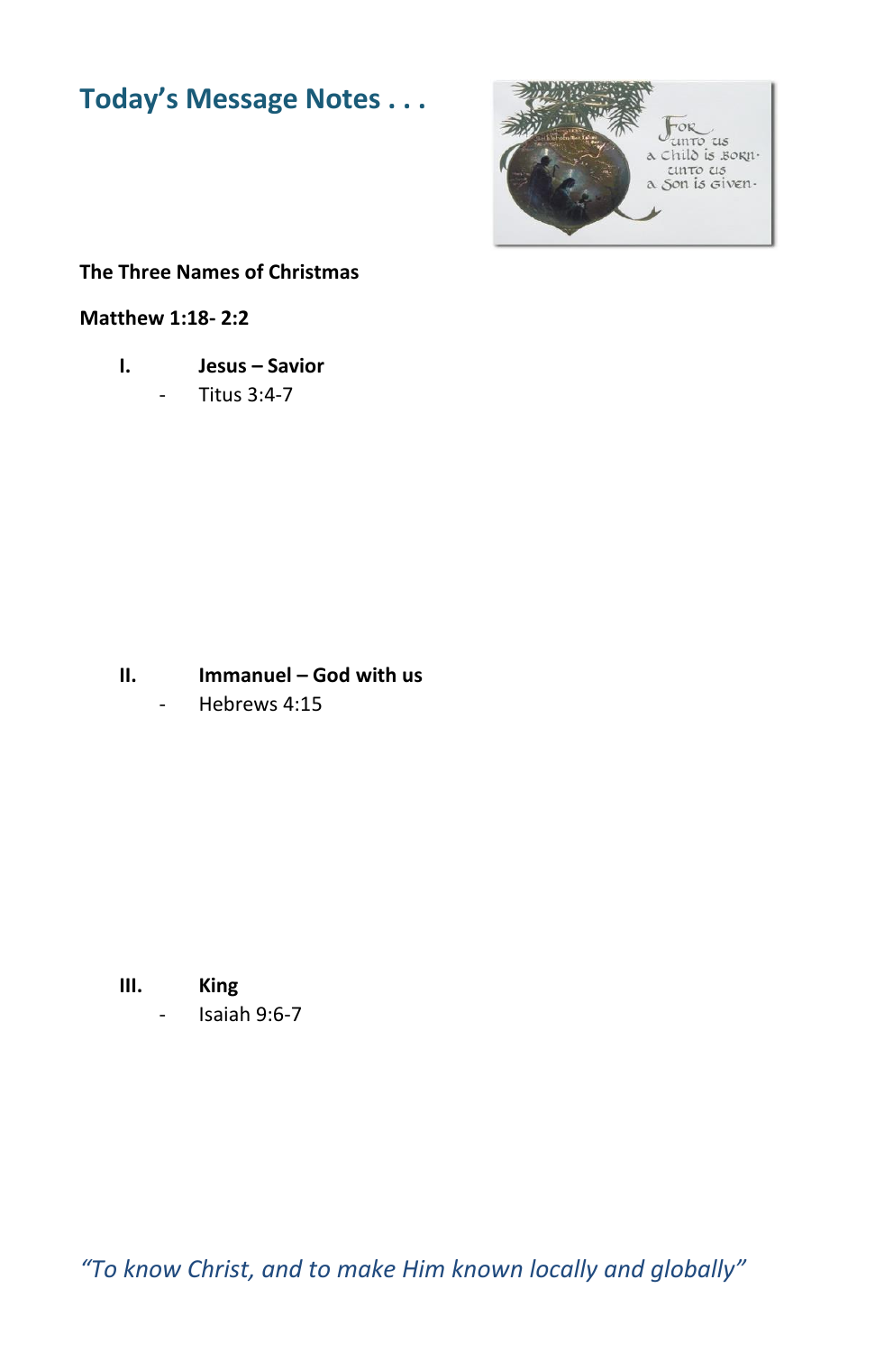## Today's Message Notes . . .

**The Three Names of Christmas**

**Matthew 1:18- 2:2**

**I. Jesus – Savior**
- Titus 3:4-7

**II. Immanuel – God with us**
- Hebrews 4:15

**III. King**
- Isaiah 9:6-7

*"To know Christ, and to make Him known locally and globally"*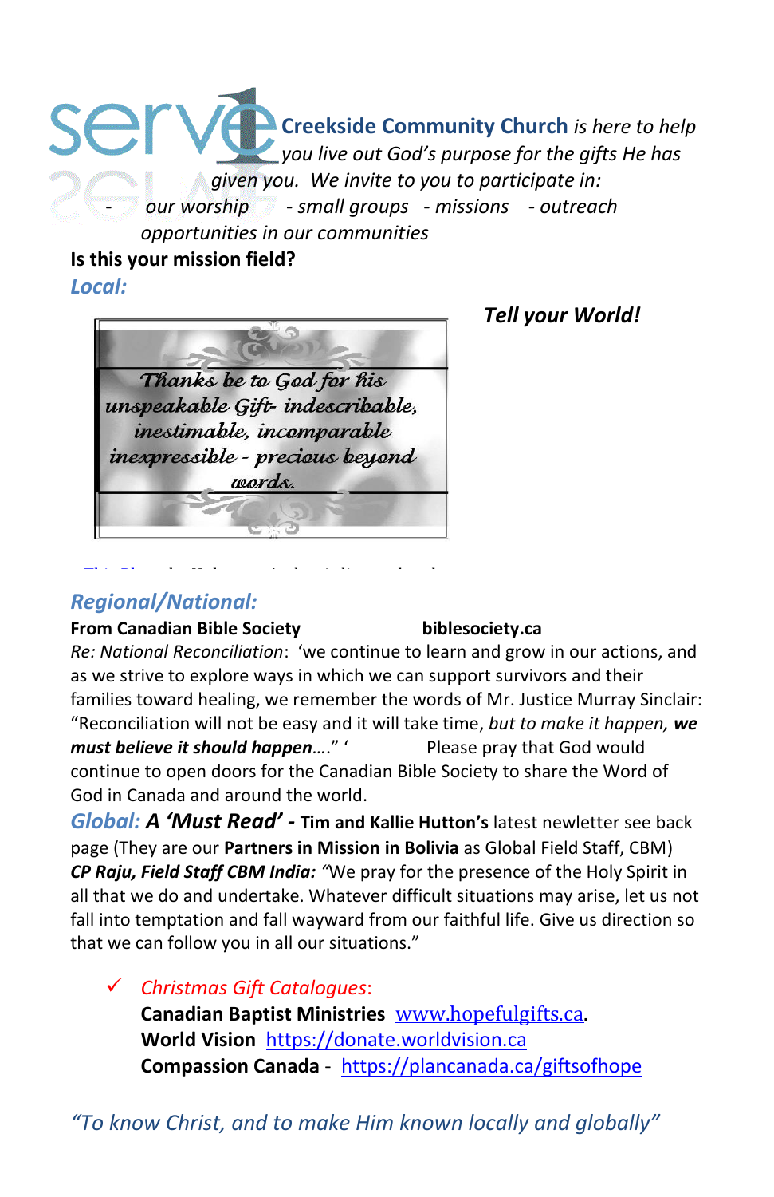serve 2GEther **Creekside Community Church** *is here to help you live out God's purpose for the gifts He has given you. We invite to you to participate in:*

*- our worship - small groups - missions - outreach opportunities in our communities*

**Is this your mission field?**

## *Local:*

***Tell your World!***

*Thanks be to God for his unspeakable Gift- indescribable, inestimable, incomparable inexpressible - precious beyond words.*

## *Regional/National:*

**From Canadian Bible Society** **biblesociety.ca**

*Re: National Reconciliation*: 'we continue to learn and grow in our actions, and as we strive to explore ways in which we can support survivors and their families toward healing, we remember the words of Mr. Justice Murray Sinclair: "Reconciliation will not be easy and it will take time, *but to make it happen,* ***we must believe it should happen****….*" ' Please pray that God would continue to open doors for the Canadian Bible Society to share the Word of God in Canada and around the world.

***Global:*** ***A 'Must Read'*** **- Tim and Kallie Hutton's** latest newletter see back page (They are our **Partners in Mission in Bolivia** as Global Field Staff, CBM)

***CP Raju, Field Staff CBM India:*** "We pray for the presence of the Holy Spirit in all that we do and undertake. Whatever difficult situations may arise, let us not fall into temptation and fall wayward from our faithful life. Give us direction so that we can follow you in all our situations."

- ✓ *Christmas Gift Catalogues*:
  **Canadian Baptist Ministries** www.hopefulgifts.ca.
  **World Vision** https://donate.worldvision.ca
  **Compassion Canada** - https://plancanada.ca/giftsofhope

*"To know Christ, and to make Him known locally and globally"*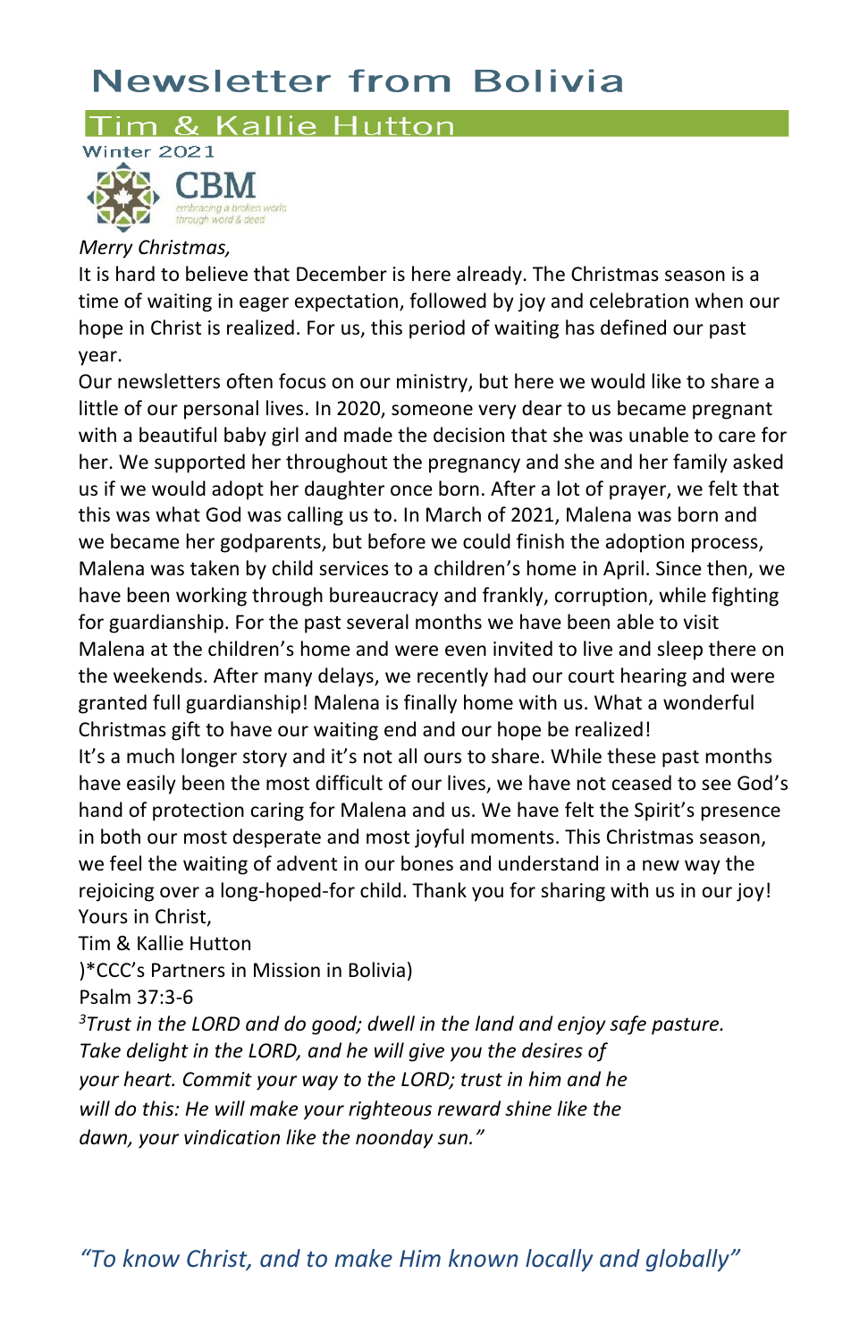# Newsletter from Bolivia

## Tim & Kallie Hutton

Winter 2021

CBM
embracing a broken world through word & deed

*Merry Christmas,*

It is hard to believe that December is here already. The Christmas season is a time of waiting in eager expectation, followed by joy and celebration when our hope in Christ is realized. For us, this period of waiting has defined our past year.

Our newsletters often focus on our ministry, but here we would like to share a little of our personal lives. In 2020, someone very dear to us became pregnant with a beautiful baby girl and made the decision that she was unable to care for her. We supported her throughout the pregnancy and she and her family asked us if we would adopt her daughter once born. After a lot of prayer, we felt that this was what God was calling us to. In March of 2021, Malena was born and we became her godparents, but before we could finish the adoption process, Malena was taken by child services to a children's home in April. Since then, we have been working through bureaucracy and frankly, corruption, while fighting for guardianship. For the past several months we have been able to visit Malena at the children's home and were even invited to live and sleep there on the weekends. After many delays, we recently had our court hearing and were granted full guardianship! Malena is finally home with us. What a wonderful Christmas gift to have our waiting end and our hope be realized!

It's a much longer story and it's not all ours to share. While these past months have easily been the most difficult of our lives, we have not ceased to see God's hand of protection caring for Malena and us. We have felt the Spirit's presence in both our most desperate and most joyful moments. This Christmas season, we feel the waiting of advent in our bones and understand in a new way the rejoicing over a long-hoped-for child. Thank you for sharing with us in our joy!

Yours in Christ,

Tim & Kallie Hutton

)*CCC's Partners in Mission in Bolivia)

Psalm 37:3-6

*[3]Trust in the LORD and do good; dwell in the land and enjoy safe pasture. Take delight in the LORD, and he will give you the desires of your heart. Commit your way to the LORD; trust in him and he will do this: He will make your righteous reward shine like the dawn, your vindication like the noonday sun."*

*"To know Christ, and to make Him known locally and globally"*